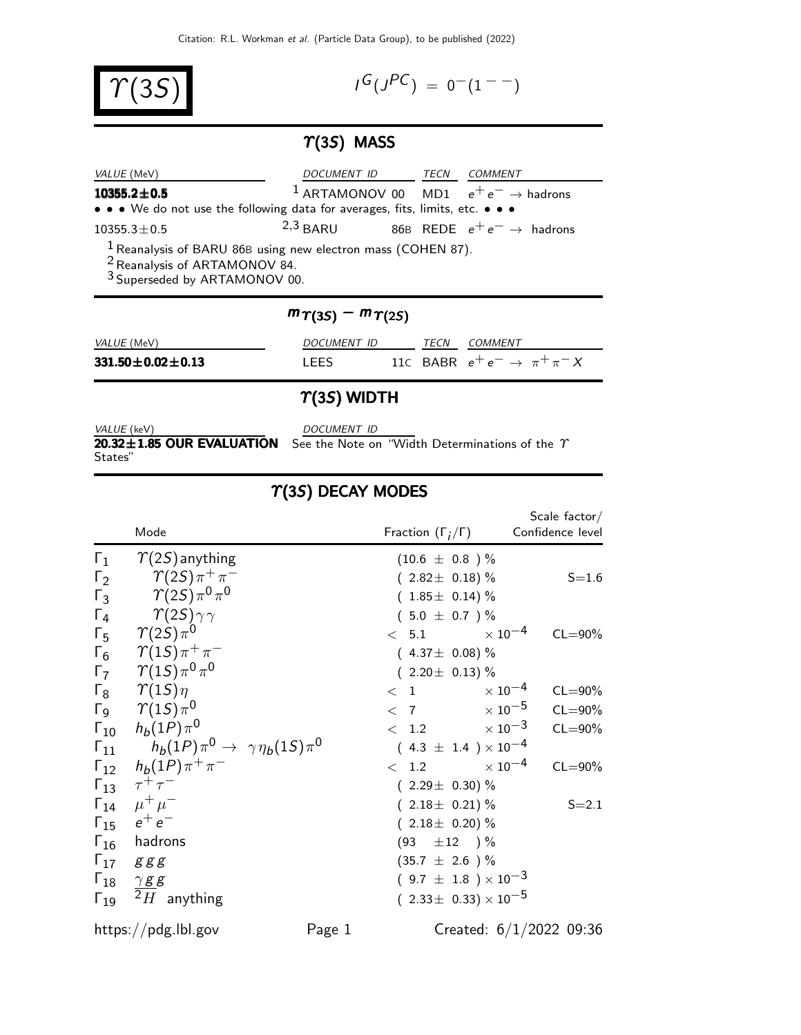# $\Upsilon(3S)$

$I^G(J^{PC}) = 0^-(1^{--})$

## $\Upsilon(3S)$ MASS

| VALUE (MeV) | DOCUMENT ID | TECN | COMMENT |
|---|---|---|---|
| **10355.2±0.5** | [1] ARTAMONOV 00 | MD1 | $e^+e^- \rightarrow$ hadrons |
| • • • We do not use the following data for averages, fits, limits, etc. • • • | | | |
| 10355.3±0.5 | [2,3] BARU 86B | REDE | $e^+e^- \rightarrow$ hadrons |

[1] Reanalysis of BARU 86B using new electron mass (COHEN 87).
[2] Reanalysis of ARTAMONOV 84.
[3] Superseded by ARTAMONOV 00.

## $m_{\Upsilon(3S)} - m_{\Upsilon(2S)}$

| VALUE (MeV) | DOCUMENT ID | TECN | COMMENT |
|---|---|---|---|
| **331.50±0.02±0.13** | LEES 11C | BABR | $e^+e^- \rightarrow \pi^+\pi^- X$ |

## $\Upsilon(3S)$ WIDTH

| VALUE (keV) | DOCUMENT ID |
|---|---|
| **20.32±1.85 OUR EVALUATION** | See the Note on "Width Determinations of the $\Upsilon$ States" |

## $\Upsilon(3S)$ DECAY MODES

| | Mode | Fraction ($\Gamma_i/\Gamma$) | Scale factor/ Confidence level |
|---|---|---|---|
| $\Gamma_1$ | $\Upsilon(2S)$anything | $(10.6 \pm 0.8)$ % | |
| $\Gamma_2$ | $\Upsilon(2S)\pi^+\pi^-$ | $(2.82\pm 0.18)$ % | S=1.6 |
| $\Gamma_3$ | $\Upsilon(2S)\pi^0\pi^0$ | $(1.85\pm 0.14)$ % | |
| $\Gamma_4$ | $\Upsilon(2S)\gamma\gamma$ | $(5.0 \pm 0.7)$ % | |
| $\Gamma_5$ | $\Upsilon(2S)\pi^0$ | $< 5.1 \times 10^{-4}$ | CL=90% |
| $\Gamma_6$ | $\Upsilon(1S)\pi^+\pi^-$ | $(4.37\pm 0.08)$ % | |
| $\Gamma_7$ | $\Upsilon(1S)\pi^0\pi^0$ | $(2.20\pm 0.13)$ % | |
| $\Gamma_8$ | $\Upsilon(1S)\eta$ | $< 1 \times 10^{-4}$ | CL=90% |
| $\Gamma_9$ | $\Upsilon(1S)\pi^0$ | $< 7 \times 10^{-5}$ | CL=90% |
| $\Gamma_{10}$ | $h_b(1P)\pi^0$ | $< 1.2 \times 10^{-3}$ | CL=90% |
| $\Gamma_{11}$ | $h_b(1P)\pi^0 \rightarrow \gamma\eta_b(1S)\pi^0$ | $(4.3 \pm 1.4) \times 10^{-4}$ | |
| $\Gamma_{12}$ | $h_b(1P)\pi^+\pi^-$ | $< 1.2 \times 10^{-4}$ | CL=90% |
| $\Gamma_{13}$ | $\tau^+\tau^-$ | $(2.29\pm 0.30)$ % | |
| $\Gamma_{14}$ | $\mu^+\mu^-$ | $(2.18\pm 0.21)$ % | S=2.1 |
| $\Gamma_{15}$ | $e^+e^-$ | $(2.18\pm 0.20)$ % | |
| $\Gamma_{16}$ | hadrons | $(93 \pm 12)$ % | |
| $\Gamma_{17}$ | $ggg$ | $(35.7 \pm 2.6)$ % | |
| $\Gamma_{18}$ | $\gamma gg$ | $(9.7 \pm 1.8) \times 10^{-3}$ | |
| $\Gamma_{19}$ | $^2H$ anything | $(2.33\pm 0.33) \times 10^{-5}$ | |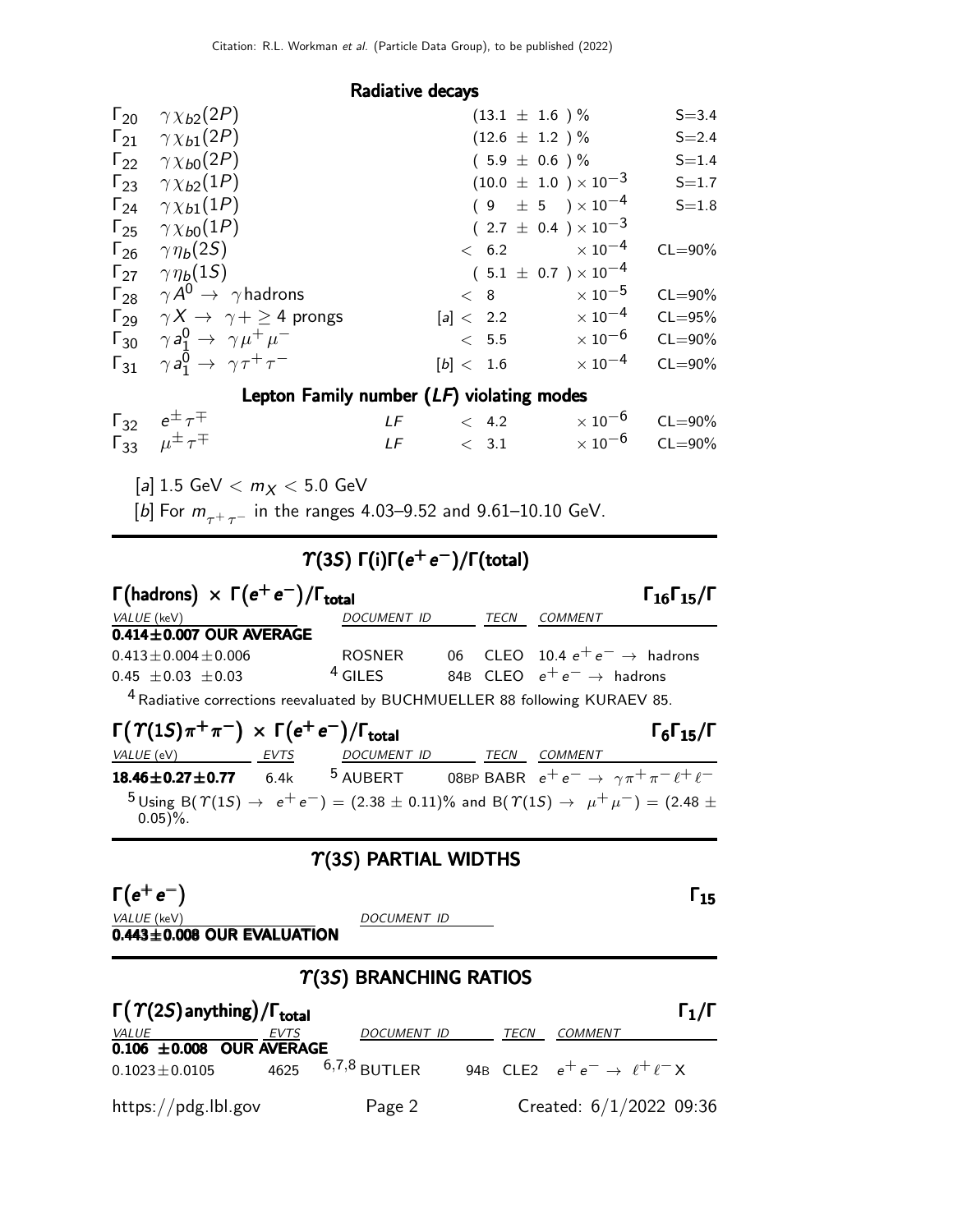### Radiative decays

| | Mode | | Fraction | Scale / CL |
|---|---|---|---|---|
| $\Gamma_{20}$ | $\gamma \chi_{b2}(2P)$ | | $(13.1 \pm 1.6)$ % | S=3.4 |
| $\Gamma_{21}$ | $\gamma \chi_{b1}(2P)$ | | $(12.6 \pm 1.2)$ % | S=2.4 |
| $\Gamma_{22}$ | $\gamma \chi_{b0}(2P)$ | | $(5.9 \pm 0.6)$ % | S=1.4 |
| $\Gamma_{23}$ | $\gamma \chi_{b2}(1P)$ | | $(10.0 \pm 1.0) \times 10^{-3}$ | S=1.7 |
| $\Gamma_{24}$ | $\gamma \chi_{b1}(1P)$ | | $(9 \pm 5) \times 10^{-4}$ | S=1.8 |
| $\Gamma_{25}$ | $\gamma \chi_{b0}(1P)$ | | $(2.7 \pm 0.4) \times 10^{-3}$ | |
| $\Gamma_{26}$ | $\gamma \eta_b(2S)$ | | $< 6.2 \times 10^{-4}$ | CL=90% |
| $\Gamma_{27}$ | $\gamma \eta_b(1S)$ | | $(5.1 \pm 0.7) \times 10^{-4}$ | |
| $\Gamma_{28}$ | $\gamma A^0 \rightarrow \gamma$ hadrons | | $< 8 \times 10^{-5}$ | CL=90% |
| $\Gamma_{29}$ | $\gamma X \rightarrow \gamma + \geq 4$ prongs | | [a] $< 2.2 \times 10^{-4}$ | CL=95% |
| $\Gamma_{30}$ | $\gamma a_1^0 \rightarrow \gamma \mu^+ \mu^-$ | | $< 5.5 \times 10^{-6}$ | CL=90% |
| $\Gamma_{31}$ | $\gamma a_1^0 \rightarrow \gamma \tau^+ \tau^-$ | | [b] $< 1.6 \times 10^{-4}$ | CL=90% |

### Lepton Family number (*LF*) violating modes

| | Mode | | Fraction | CL |
|---|---|---|---|---|
| $\Gamma_{32}$ | $e^{\pm} \tau^{\mp}$ | *LF* | $< 4.2 \times 10^{-6}$ | CL=90% |
| $\Gamma_{33}$ | $\mu^{\pm} \tau^{\mp}$ | *LF* | $< 3.1 \times 10^{-6}$ | CL=90% |

[a] 1.5 GeV $< m_X <$ 5.0 GeV

[b] For $m_{\tau^+\tau^-}$ in the ranges 4.03–9.52 and 9.61–10.10 GeV.

## $\Upsilon(3S)$ $\Gamma(i)\Gamma(e^+e^-)/\Gamma(\text{total})$

### $\Gamma(\text{hadrons}) \times \Gamma(e^+e^-)/\Gamma_{\text{total}}$ — $\Gamma_{16}\Gamma_{15}/\Gamma$

| VALUE (keV) | DOCUMENT ID | | TECN | COMMENT |
|---|---|---|---|---|
| **0.414±0.007 OUR AVERAGE** | | | | |
| 0.413±0.004±0.006 | ROSNER | 06 | CLEO | 10.4 $e^+e^- \rightarrow$ hadrons |
| 0.45 ±0.03 ±0.03 | [4] GILES | 84B | CLEO | $e^+e^- \rightarrow$ hadrons |

[4] Radiative corrections reevaluated by BUCHMUELLER 88 following KURAEV 85.

### $\Gamma(\Upsilon(1S)\pi^+\pi^-) \times \Gamma(e^+e^-)/\Gamma_{\text{total}}$ — $\Gamma_6\Gamma_{15}/\Gamma$

| VALUE (eV) | EVTS | DOCUMENT ID | | TECN | COMMENT |
|---|---|---|---|---|---|
| **18.46±0.27±0.77** | 6.4k | [5] AUBERT | 08BP | BABR | $e^+e^- \rightarrow \gamma\pi^+\pi^-\ell^+\ell^-$ |

[5] Using B($\Upsilon(1S) \rightarrow e^+e^-$) = (2.38 ± 0.11)% and B($\Upsilon(1S) \rightarrow \mu^+\mu^-$) = (2.48 ± 0.05)%.

## $\Upsilon(3S)$ PARTIAL WIDTHS

### $\Gamma(e^+e^-)$ — $\Gamma_{15}$

| VALUE (keV) | DOCUMENT ID |
|---|---|
| **0.443±0.008 OUR EVALUATION** | |

## $\Upsilon(3S)$ BRANCHING RATIOS

### $\Gamma(\Upsilon(2S)\text{anything})/\Gamma_{\text{total}}$ — $\Gamma_1/\Gamma$

| VALUE | EVTS | DOCUMENT ID | | TECN | COMMENT |
|---|---|---|---|---|---|
| **0.106 ±0.008 OUR AVERAGE** | | | | | |
| 0.1023±0.0105 | 4625 | [6,7,8] BUTLER | 94B | CLE2 | $e^+e^- \rightarrow \ell^+\ell^- X$ |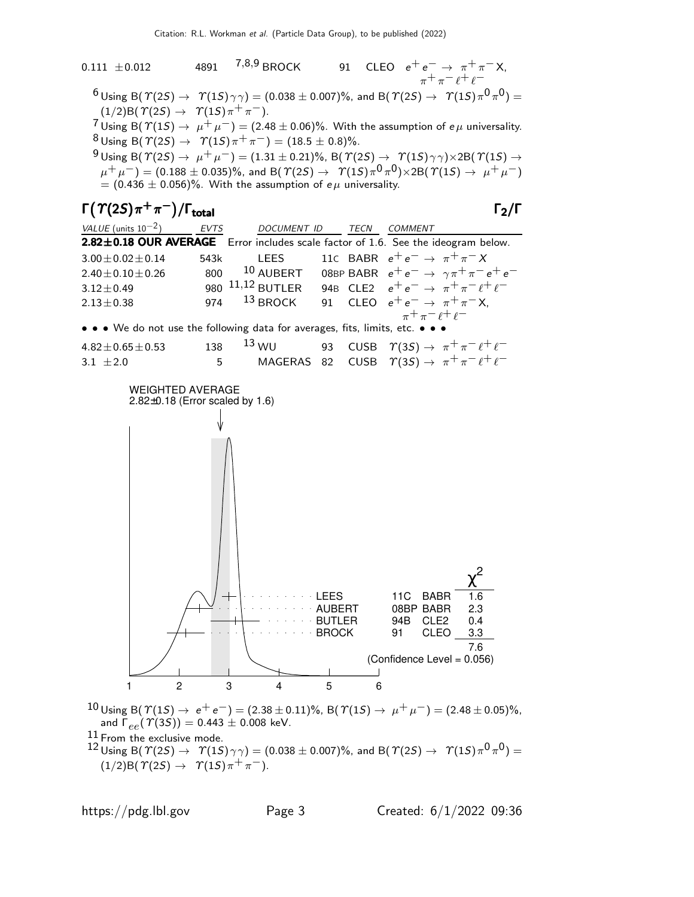| | | | | | |
|---|---|---|---|---|---|
| 0.111 ± 0.012 | 4891 | [7,8,9] BROCK | 91 | CLEO | $e^+e^- \to \pi^+\pi^- X$, $\pi^+\pi^-\ell^+\ell^-$ |

[6] Using B($\Upsilon(2S) \to \Upsilon(1S)\gamma\gamma$) = (0.038 ± 0.007)%, and B($\Upsilon(2S) \to \Upsilon(1S)\pi^0\pi^0$) = (1/2)B($\Upsilon(2S) \to \Upsilon(1S)\pi^+\pi^-$).

[7] Using B($\Upsilon(1S) \to \mu^+\mu^-$) = (2.48 ± 0.06)%. With the assumption of $e\mu$ universality.

[8] Using B($\Upsilon(2S) \to \Upsilon(1S)\pi^+\pi^-$) = (18.5 ± 0.8)%.

[9] Using B($\Upsilon(2S) \to \mu^+\mu^-$) = (1.31 ± 0.21)%, B($\Upsilon(2S) \to \Upsilon(1S)\gamma\gamma$)×2B($\Upsilon(1S) \to \mu^+\mu^-$) = (0.188 ± 0.035)%, and B($\Upsilon(2S) \to \Upsilon(1S)\pi^0\pi^0$)×2B($\Upsilon(1S) \to \mu^+\mu^-$) = (0.436 ± 0.056)%. With the assumption of $e\mu$ universality.

## $\Gamma(\Upsilon(2S)\pi^+\pi^-)/\Gamma_{total}$ $\Gamma_2/\Gamma$

| VALUE (units $10^{-2}$) | EVTS | DOCUMENT ID | | TECN | COMMENT |
|---|---|---|---|---|---|
| **2.82±0.18 OUR AVERAGE** | Error includes scale factor of 1.6. See the ideogram below. | | | | |
| 3.00±0.02±0.14 | 543k | LEES | 11C | BABR | $e^+e^- \to \pi^+\pi^- X$ |
| 2.40±0.10±0.26 | 800 | [10] AUBERT | 08BP | BABR | $e^+e^- \to \gamma\pi^+\pi^- e^+e^-$ |
| 3.12±0.49 | 980 | [11,12] BUTLER | 94B | CLE2 | $e^+e^- \to \pi^+\pi^-\ell^+\ell^-$ |
| 2.13±0.38 | 974 | [13] BROCK | 91 | CLEO | $e^+e^- \to \pi^+\pi^- X$, $\pi^+\pi^-\ell^+\ell^-$ |
| • • • We do not use the following data for averages, fits, limits, etc. • • • | | | | | |
| 4.82±0.65±0.53 | 138 | [13] WU | 93 | CUSB | $\Upsilon(3S) \to \pi^+\pi^-\ell^+\ell^-$ |
| 3.1 ±2.0 | 5 | MAGERAS | 82 | CUSB | $\Upsilon(3S) \to \pi^+\pi^-\ell^+\ell^-$ |

WEIGHTED AVERAGE
2.82±0.18 (Error scaled by 1.6)

| | | | $\chi^2$ |
|---|---|---|---|
| LEES | 11C | BABR | 1.6 |
| AUBERT | 08BP | BABR | 2.3 |
| BUTLER | 94B | CLE2 | 0.4 |
| BROCK | 91 | CLEO | 3.3 |
| | | | 7.6 |

(Confidence Level = 0.056)

[10] Using B($\Upsilon(1S) \to e^+e^-$) = (2.38 ± 0.11)%, B($\Upsilon(1S) \to \mu^+\mu^-$) = (2.48 ± 0.05)%, and $\Gamma_{ee}(\Upsilon(3S))$ = 0.443 ± 0.008 keV.

[11] From the exclusive mode.

[12] Using B($\Upsilon(2S) \to \Upsilon(1S)\gamma\gamma$) = (0.038 ± 0.007)%, and B($\Upsilon(2S) \to \Upsilon(1S)\pi^0\pi^0$) = (1/2)B($\Upsilon(2S) \to \Upsilon(1S)\pi^+\pi^-$).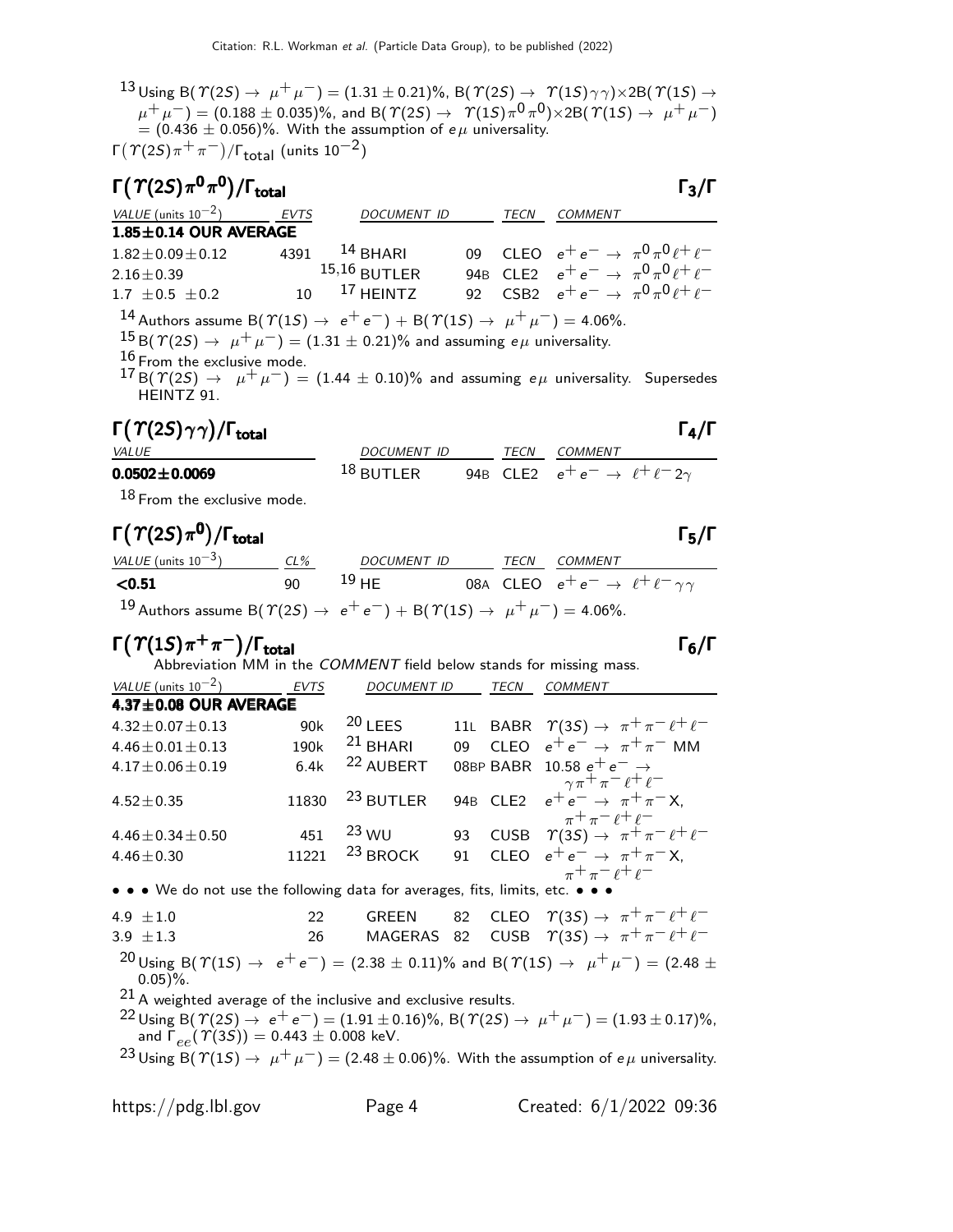[13] Using B($\Upsilon(2S) \to \mu^+\mu^-$) = (1.31 ± 0.21)%, B($\Upsilon(2S) \to \Upsilon(1S)\gamma\gamma$)×2B($\Upsilon(1S) \to \mu^+\mu^-$) = (0.188 ± 0.035)%, and B($\Upsilon(2S) \to \Upsilon(1S)\pi^0\pi^0$)×2B($\Upsilon(1S) \to \mu^+\mu^-$) = (0.436 ± 0.056)%. With the assumption of $e\mu$ universality.

$\Gamma(\Upsilon(2S)\pi^+\pi^-)/\Gamma_{\text{total}}$ (units $10^{-2}$)

## $\Gamma(\Upsilon(2S)\pi^0\pi^0)/\Gamma_{\text{total}}$ — $\Gamma_3/\Gamma$

| VALUE (units $10^{-2}$) | EVTS | DOCUMENT ID | | TECN | COMMENT |
|---|---|---|---|---|---|
| **1.85±0.14 OUR AVERAGE** | | | | | |
| 1.82±0.09±0.12 | 4391 | [14] BHARI | 09 | CLEO | $e^+e^- \to \pi^0\pi^0\ell^+\ell^-$ |
| 2.16±0.39 | | [15,16] BUTLER | 94B | CLE2 | $e^+e^- \to \pi^0\pi^0\ell^+\ell^-$ |
| 1.7 ±0.5 ±0.2 | 10 | [17] HEINTZ | 92 | CSB2 | $e^+e^- \to \pi^0\pi^0\ell^+\ell^-$ |

[14] Authors assume B($\Upsilon(1S) \to e^+e^-$) + B($\Upsilon(1S) \to \mu^+\mu^-$) = 4.06%.

[15] B($\Upsilon(2S) \to \mu^+\mu^-$) = (1.31 ± 0.21)% and assuming $e\mu$ universality.

[16] From the exclusive mode.

[17] B($\Upsilon(2S) \to \mu^+\mu^-$) = (1.44 ± 0.10)% and assuming $e\mu$ universality. Supersedes HEINTZ 91.

## $\Gamma(\Upsilon(2S)\gamma\gamma)/\Gamma_{\text{total}}$ — $\Gamma_4/\Gamma$

| VALUE | DOCUMENT ID | | TECN | COMMENT |
|---|---|---|---|---|
| **0.0502±0.0069** | [18] BUTLER | 94B | CLE2 | $e^+e^- \to \ell^+\ell^-2\gamma$ |

[18] From the exclusive mode.

## $\Gamma(\Upsilon(2S)\pi^0)/\Gamma_{\text{total}}$ — $\Gamma_5/\Gamma$

| VALUE (units $10^{-3}$) | CL% | DOCUMENT ID | | TECN | COMMENT |
|---|---|---|---|---|---|
| **<0.51** | 90 | [19] HE | 08A | CLEO | $e^+e^- \to \ell^+\ell^-\gamma\gamma$ |

[19] Authors assume B($\Upsilon(2S) \to e^+e^-$) + B($\Upsilon(1S) \to \mu^+\mu^-$) = 4.06%.

## $\Gamma(\Upsilon(1S)\pi^+\pi^-)/\Gamma_{\text{total}}$ — $\Gamma_6/\Gamma$

Abbreviation MM in the *COMMENT* field below stands for missing mass.

| VALUE (units $10^{-2}$) | EVTS | DOCUMENT ID | | TECN | COMMENT |
|---|---|---|---|---|---|
| **4.37±0.08 OUR AVERAGE** | | | | | |
| 4.32±0.07±0.13 | 90k | [20] LEES | 11L | BABR | $\Upsilon(3S) \to \pi^+\pi^-\ell^+\ell^-$ |
| 4.46±0.01±0.13 | 190k | [21] BHARI | 09 | CLEO | $e^+e^- \to \pi^+\pi^-$ MM |
| 4.17±0.06±0.19 | 6.4k | [22] AUBERT | 08BP | BABR | 10.58 $e^+e^- \to \gamma\pi^+\pi^-\ell^+\ell^-$ |
| 4.52±0.35 | 11830 | [23] BUTLER | 94B | CLE2 | $e^+e^- \to \pi^+\pi^-X$, $\pi^+\pi^-\ell^+\ell^-$ |
| 4.46±0.34±0.50 | 451 | [23] WU | 93 | CUSB | $\Upsilon(3S) \to \pi^+\pi^-\ell^+\ell^-$ |
| 4.46±0.30 | 11221 | [23] BROCK | 91 | CLEO | $e^+e^- \to \pi^+\pi^-X$, $\pi^+\pi^-\ell^+\ell^-$ |
| • • • We do not use the following data for averages, fits, limits, etc. • • • | | | | | |
| 4.9 ±1.0 | 22 | GREEN | 82 | CLEO | $\Upsilon(3S) \to \pi^+\pi^-\ell^+\ell^-$ |
| 3.9 ±1.3 | 26 | MAGERAS | 82 | CUSB | $\Upsilon(3S) \to \pi^+\pi^-\ell^+\ell^-$ |

[20] Using B($\Upsilon(1S) \to e^+e^-$) = (2.38 ± 0.11)% and B($\Upsilon(1S) \to \mu^+\mu^-$) = (2.48 ± 0.05)%.

[21] A weighted average of the inclusive and exclusive results.

[22] Using B($\Upsilon(2S) \to e^+e^-$) = (1.91 ± 0.16)%, B($\Upsilon(2S) \to \mu^+\mu^-$) = (1.93 ± 0.17)%, and $\Gamma_{ee}(\Upsilon(3S))$ = 0.443 ± 0.008 keV.

[23] Using B($\Upsilon(1S) \to \mu^+\mu^-$) = (2.48 ± 0.06)%. With the assumption of $e\mu$ universality.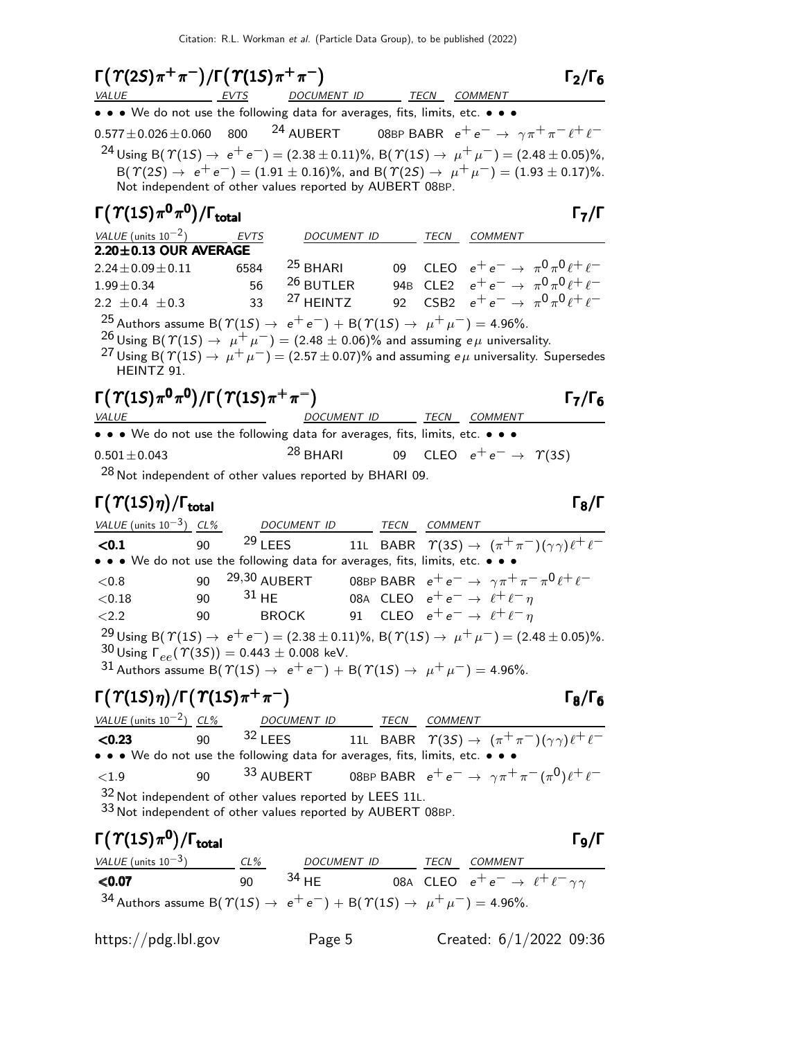## $\Gamma(\Upsilon(2S)\pi^+\pi^-)/\Gamma(\Upsilon(1S)\pi^+\pi^-)$ $\Gamma_2/\Gamma_6$

| VALUE | EVTS | DOCUMENT ID | TECN | COMMENT |
|---|---|---|---|---|
| • • • We do not use the following data for averages, fits, limits, etc. • • • | | | | |
| $0.577\pm0.026\pm0.060$ | 800 | [24] AUBERT | 08BP BABR | $e^+e^- \to \gamma\pi^+\pi^-\ell^+\ell^-$ |

[24] Using B($\Upsilon(1S) \to e^+e^-$) = (2.38 ± 0.11)%, B($\Upsilon(1S) \to \mu^+\mu^-$) = (2.48 ± 0.05)%, B($\Upsilon(2S) \to e^+e^-$) = (1.91 ± 0.16)%, and B($\Upsilon(2S) \to \mu^+\mu^-$) = (1.93 ± 0.17)%. Not independent of other values reported by AUBERT 08BP.

## $\Gamma(\Upsilon(1S)\pi^0\pi^0)/\Gamma_{\text{total}}$ $\Gamma_7/\Gamma$

| VALUE (units $10^{-2}$) | EVTS | DOCUMENT ID | TECN | COMMENT |
|---|---|---|---|---|
| **2.20±0.13 OUR AVERAGE** | | | | |
| $2.24\pm0.09\pm0.11$ | 6584 | [25] BHARI | 09 CLEO | $e^+e^- \to \pi^0\pi^0\ell^+\ell^-$ |
| $1.99\pm0.34$ | 56 | [26] BUTLER | 94B CLE2 | $e^+e^- \to \pi^0\pi^0\ell^+\ell^-$ |
| $2.2\ \pm0.4\ \pm0.3$ | 33 | [27] HEINTZ | 92 CSB2 | $e^+e^- \to \pi^0\pi^0\ell^+\ell^-$ |

[25] Authors assume B($\Upsilon(1S) \to e^+e^-$) + B($\Upsilon(1S) \to \mu^+\mu^-$) = 4.96%.

[26] Using B($\Upsilon(1S) \to \mu^+\mu^-$) = (2.48 ± 0.06)% and assuming $e\mu$ universality.

[27] Using B($\Upsilon(1S) \to \mu^+\mu^-$) = (2.57 ± 0.07)% and assuming $e\mu$ universality. Supersedes HEINTZ 91.

## $\Gamma(\Upsilon(1S)\pi^0\pi^0)/\Gamma(\Upsilon(1S)\pi^+\pi^-)$ $\Gamma_7/\Gamma_6$

| VALUE | DOCUMENT ID | TECN | COMMENT |
|---|---|---|---|
| • • • We do not use the following data for averages, fits, limits, etc. • • • | | | |
| $0.501\pm0.043$ | [28] BHARI | 09 CLEO | $e^+e^- \to \Upsilon(3S)$ |

[28] Not independent of other values reported by BHARI 09.

## $\Gamma(\Upsilon(1S)\eta)/\Gamma_{\text{total}}$ $\Gamma_8/\Gamma$

| VALUE (units $10^{-3}$) | CL% | DOCUMENT ID | TECN | COMMENT |
|---|---|---|---|---|
| **<0.1** | 90 | [29] LEES | 11L BABR | $\Upsilon(3S) \to (\pi^+\pi^-)(\gamma\gamma)\ell^+\ell^-$ |
| • • • We do not use the following data for averages, fits, limits, etc. • • • | | | | |
| <0.8 | 90 | [29,30] AUBERT | 08BP BABR | $e^+e^- \to \gamma\pi^+\pi^-\pi^0\ell^+\ell^-$ |
| <0.18 | 90 | [31] HE | 08A CLEO | $e^+e^- \to \ell^+\ell^-\eta$ |
| <2.2 | 90 | BROCK | 91 CLEO | $e^+e^- \to \ell^+\ell^-\eta$ |

[29] Using B($\Upsilon(1S) \to e^+e^-$) = (2.38 ± 0.11)%, B($\Upsilon(1S) \to \mu^+\mu^-$) = (2.48 ± 0.05)%.

[30] Using $\Gamma_{ee}(\Upsilon(3S))$ = 0.443 ± 0.008 keV.

[31] Authors assume B($\Upsilon(1S) \to e^+e^-$) + B($\Upsilon(1S) \to \mu^+\mu^-$) = 4.96%.

## $\Gamma(\Upsilon(1S)\eta)/\Gamma(\Upsilon(1S)\pi^+\pi^-)$ $\Gamma_8/\Gamma_6$

| VALUE (units $10^{-2}$) | CL% | DOCUMENT ID | TECN | COMMENT |
|---|---|---|---|---|
| **<0.23** | 90 | [32] LEES | 11L BABR | $\Upsilon(3S) \to (\pi^+\pi^-)(\gamma\gamma)\ell^+\ell^-$ |
| • • • We do not use the following data for averages, fits, limits, etc. • • • | | | | |
| <1.9 | 90 | [33] AUBERT | 08BP BABR | $e^+e^- \to \gamma\pi^+\pi^-(\pi^0)\ell^+\ell^-$ |

[32] Not independent of other values reported by LEES 11L.

[33] Not independent of other values reported by AUBERT 08BP.

## $\Gamma(\Upsilon(1S)\pi^0)/\Gamma_{\text{total}}$ $\Gamma_9/\Gamma$

| VALUE (units $10^{-3}$) | CL% | DOCUMENT ID | TECN | COMMENT |
|---|---|---|---|---|
| **<0.07** | 90 | [34] HE | 08A CLEO | $e^+e^- \to \ell^+\ell^-\gamma\gamma$ |

[34] Authors assume B($\Upsilon(1S) \to e^+e^-$) + B($\Upsilon(1S) \to \mu^+\mu^-$) = 4.96%.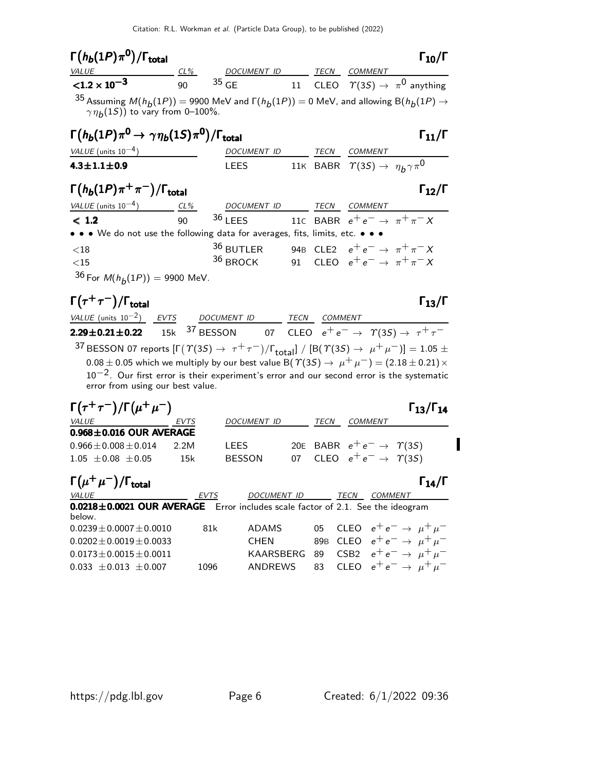### $\Gamma(h_b(1P)\pi^0)/\Gamma_{\text{total}}$ $\Gamma_{10}/\Gamma$

| VALUE | CL% | DOCUMENT ID | | TECN | COMMENT |
|---|---|---|---|---|---|
| **$<1.2 \times 10^{-3}$** | 90 | [35] GE | 11 | CLEO | $\Upsilon(3S) \to \pi^0$ anything |

[35] Assuming $M(h_b(1P)) = 9900$ MeV and $\Gamma(h_b(1P)) = 0$ MeV, and allowing $B(h_b(1P) \to \gamma\eta_b(1S))$ to vary from 0–100%.

### $\Gamma(h_b(1P)\pi^0 \to \gamma\eta_b(1S)\pi^0)/\Gamma_{\text{total}}$ $\Gamma_{11}/\Gamma$

| VALUE (units $10^{-4}$) | DOCUMENT ID | | TECN | COMMENT |
|---|---|---|---|---|
| **$4.3\pm1.1\pm0.9$** | LEES | 11K | BABR | $\Upsilon(3S) \to \eta_b\gamma\pi^0$ |

### $\Gamma(h_b(1P)\pi^+\pi^-)/\Gamma_{\text{total}}$ $\Gamma_{12}/\Gamma$

| VALUE (units $10^{-4}$) | CL% | DOCUMENT ID | | TECN | COMMENT |
|---|---|---|---|---|---|
| **$<1.2$** | 90 | [36] LEES | 11C | BABR | $e^+e^- \to \pi^+\pi^- X$ |
| • • • We do not use the following data for averages, fits, limits, etc. • • • | | | | | |
| $<18$ | | [36] BUTLER | 94B | CLE2 | $e^+e^- \to \pi^+\pi^- X$ |
| $<15$ | | [36] BROCK | 91 | CLEO | $e^+e^- \to \pi^+\pi^- X$ |

[36] For $M(h_b(1P)) = 9900$ MeV.

### $\Gamma(\tau^+\tau^-)/\Gamma_{\text{total}}$ $\Gamma_{13}/\Gamma$

| VALUE (units $10^{-2}$) | EVTS | DOCUMENT ID | | TECN | COMMENT |
|---|---|---|---|---|---|
| **$2.29\pm0.21\pm0.22$** | 15k | [37] BESSON | 07 | CLEO | $e^+e^- \to \Upsilon(3S) \to \tau^+\tau^-$ |

[37] BESSON 07 reports $[\Gamma(\Upsilon(3S) \to \tau^+\tau^-)/\Gamma_{\text{total}}] / [B(\Upsilon(3S) \to \mu^+\mu^-)] = 1.05 \pm 0.08 \pm 0.05$ which we multiply by our best value $B(\Upsilon(3S) \to \mu^+\mu^-) = (2.18 \pm 0.21) \times 10^{-2}$. Our first error is their experiment's error and our second error is the systematic error from using our best value.

### $\Gamma(\tau^+\tau^-)/\Gamma(\mu^+\mu^-)$ $\Gamma_{13}/\Gamma_{14}$

| VALUE | EVTS | DOCUMENT ID | | TECN | COMMENT |
|---|---|---|---|---|---|
| **$0.968\pm0.016$ OUR AVERAGE** | | | | | |
| $0.966\pm0.008\pm0.014$ | 2.2M | LEES | 20E | BABR | $e^+e^- \to \Upsilon(3S)$ |
| $1.05\ \pm0.08\ \pm0.05$ | 15k | BESSON | 07 | CLEO | $e^+e^- \to \Upsilon(3S)$ |

### $\Gamma(\mu^+\mu^-)/\Gamma_{\text{total}}$ $\Gamma_{14}/\Gamma$

| VALUE | EVTS | DOCUMENT ID | | TECN | COMMENT |
|---|---|---|---|---|---|
| **$0.0218\pm0.0021$ OUR AVERAGE** Error includes scale factor of 2.1. See the ideogram below. | | | | | |
| $0.0239\pm0.0007\pm0.0010$ | 81k | ADAMS | 05 | CLEO | $e^+e^- \to \mu^+\mu^-$ |
| $0.0202\pm0.0019\pm0.0033$ | | CHEN | 89B | CLEO | $e^+e^- \to \mu^+\mu^-$ |
| $0.0173\pm0.0015\pm0.0011$ | | KAARSBERG | 89 | CSB2 | $e^+e^- \to \mu^+\mu^-$ |
| $0.033\ \pm0.013\ \pm0.007$ | 1096 | ANDREWS | 83 | CLEO | $e^+e^- \to \mu^+\mu^-$ |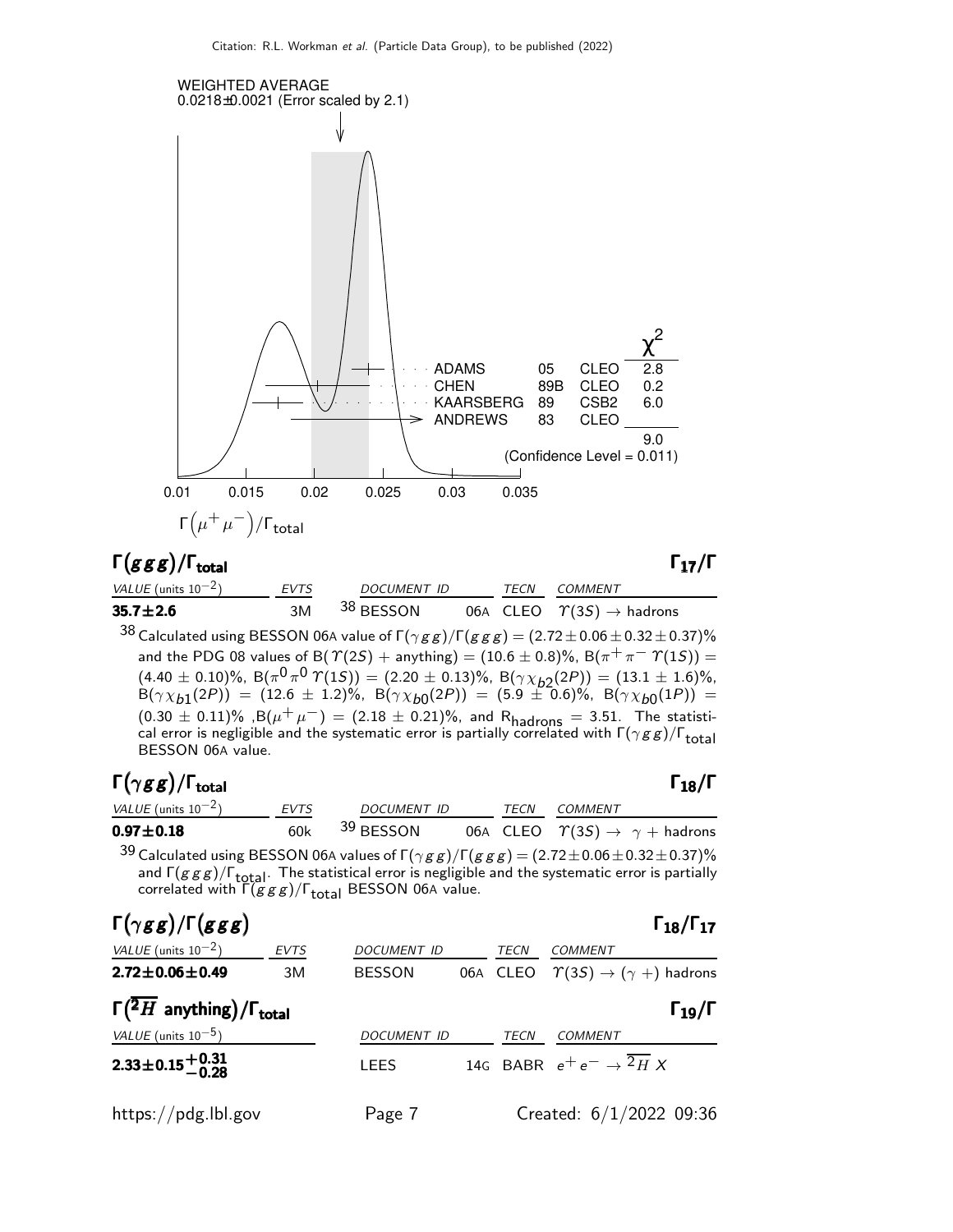WEIGHTED AVERAGE
0.0218±0.0021 (Error scaled by 2.1)

| | | | $\chi^2$ |
|---|---|---|---|
| ADAMS | 05 | CLEO | 2.8 |
| CHEN | 89B | CLEO | 0.2 |
| KAARSBERG | 89 | CSB2 | 6.0 |
| ANDREWS | 83 | CLEO | |
| | | | 9.0 |

(Confidence Level = 0.011)

$\Gamma\left(\mu^+\mu^-\right)/\Gamma_{\text{total}}$

## $\Gamma(ggg)/\Gamma_{\text{total}}$ $\qquad\qquad$ $\Gamma_{17}/\Gamma$

| VALUE (units $10^{-2}$) | EVTS | DOCUMENT ID | | TECN | COMMENT |
|---|---|---|---|---|---|
| **35.7±2.6** | 3M | [38] BESSON | 06A | CLEO | $\Upsilon(3S) \rightarrow$ hadrons |

[38] Calculated using BESSON 06A value of $\Gamma(\gamma gg)/\Gamma(ggg) = (2.72 \pm 0.06 \pm 0.32 \pm 0.37)\%$ and the PDG 08 values of $B(\Upsilon(2S) + \text{anything}) = (10.6 \pm 0.8)\%$, $B(\pi^+\pi^-\Upsilon(1S)) = (4.40 \pm 0.10)\%$, $B(\pi^0\pi^0\Upsilon(1S)) = (2.20 \pm 0.13)\%$, $B(\gamma\chi_{b2}(2P)) = (13.1 \pm 1.6)\%$, $B(\gamma\chi_{b1}(2P)) = (12.6 \pm 1.2)\%$, $B(\gamma\chi_{b0}(2P)) = (5.9 \pm 0.6)\%$, $B(\gamma\chi_{b0}(1P)) = (0.30 \pm 0.11)\%$ ,$B(\mu^+\mu^-) = (2.18 \pm 0.21)\%$, and $R_{\text{hadrons}} = 3.51$. The statistical error is negligible and the systematic error is partially correlated with $\Gamma(\gamma gg)/\Gamma_{\text{total}}$ BESSON 06A value.

## $\Gamma(\gamma gg)/\Gamma_{\text{total}}$ $\qquad\qquad$ $\Gamma_{18}/\Gamma$

| VALUE (units $10^{-2}$) | EVTS | DOCUMENT ID | | TECN | COMMENT |
|---|---|---|---|---|---|
| **0.97±0.18** | 60k | [39] BESSON | 06A | CLEO | $\Upsilon(3S) \rightarrow \gamma +$ hadrons |

[39] Calculated using BESSON 06A values of $\Gamma(\gamma gg)/\Gamma(ggg) = (2.72 \pm 0.06 \pm 0.32 \pm 0.37)\%$ and $\Gamma(ggg)/\Gamma_{\text{total}}$. The statistical error is negligible and the systematic error is partially correlated with $\Gamma(ggg)/\Gamma_{\text{total}}$ BESSON 06A value.

## $\Gamma(\gamma gg)/\Gamma(ggg)$ $\qquad\qquad$ $\Gamma_{18}/\Gamma_{17}$

| VALUE (units $10^{-2}$) | EVTS | DOCUMENT ID | | TECN | COMMENT |
|---|---|---|---|---|---|
| **2.72±0.06±0.49** | 3M | BESSON | 06A | CLEO | $\Upsilon(3S) \rightarrow (\gamma +)$ hadrons |

## $\Gamma(\overline{^2H}\text{ anything})/\Gamma_{\text{total}}$ $\qquad\qquad$ $\Gamma_{19}/\Gamma$

| VALUE (units $10^{-5}$) | DOCUMENT ID | | TECN | COMMENT |
|---|---|---|---|---|
| **$2.33 \pm 0.15^{+0.31}_{-0.28}$** | LEES | 14G | BABR | $e^+e^- \rightarrow \overline{^2H}\,X$ |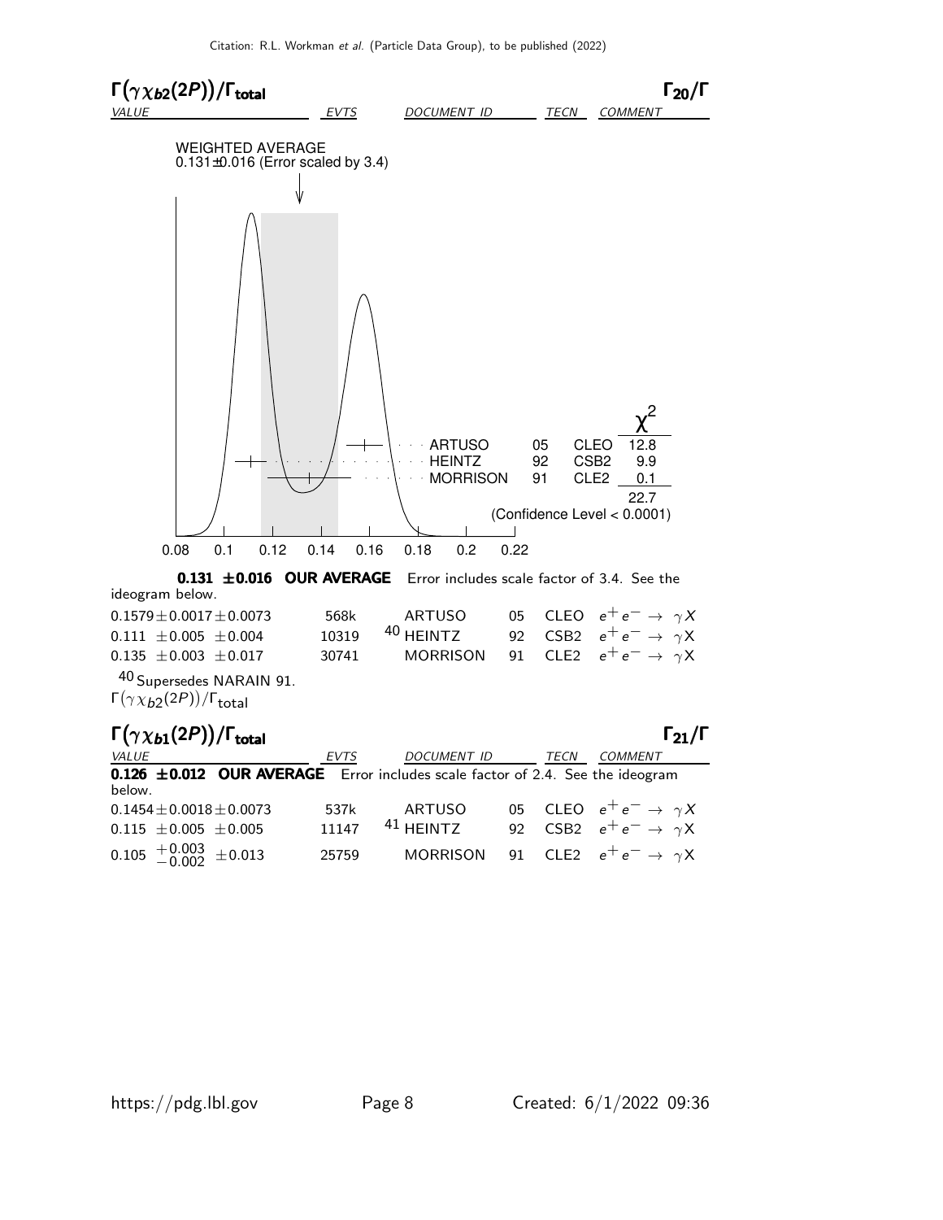## $\Gamma(\gamma \chi_{b2}(2P))/\Gamma_{\rm total}$ $\qquad\qquad\qquad\qquad$ $\Gamma_{20}/\Gamma$

WEIGHTED AVERAGE
0.131±0.016 (Error scaled by 3.4)

| | | | $\chi^2$ |
|---|---|---|---|
| ARTUSO | 05 | CLEO | 12.8 |
| HEINTZ | 92 | CSB2 | 9.9 |
| MORRISON | 91 | CLE2 | 0.1 |
| | | | 22.7 |

(Confidence Level < 0.0001)

0.08 0.1 0.12 0.14 0.16 0.18 0.2 0.22

$\Gamma(\gamma \chi_{b2}(2P))/\Gamma_{\rm total}$

| *VALUE* | *EVTS* | *DOCUMENT ID* | | *TECN* | *COMMENT* |
|---|---|---|---|---|---|
| **0.131 ±0.016 OUR AVERAGE** Error includes scale factor of 3.4. See the ideogram below. | | | | | |
| $0.1579 \pm 0.0017 \pm 0.0073$ | 568k | ARTUSO | 05 | CLEO | $e^+e^- \rightarrow \gamma X$ |
| $0.111 \pm 0.005 \pm 0.004$ | 10319 | [40] HEINTZ | 92 | CSB2 | $e^+e^- \rightarrow \gamma X$ |
| $0.135 \pm 0.003 \pm 0.017$ | 30741 | MORRISON | 91 | CLE2 | $e^+e^- \rightarrow \gamma X$ |

[40] Supersedes NARAIN 91.

## $\Gamma(\gamma \chi_{b1}(2P))/\Gamma_{\rm total}$ $\qquad\qquad\qquad\qquad$ $\Gamma_{21}/\Gamma$

| *VALUE* | *EVTS* | *DOCUMENT ID* | | *TECN* | *COMMENT* |
|---|---|---|---|---|---|
| **0.126 ±0.012 OUR AVERAGE** Error includes scale factor of 2.4. See the ideogram below. | | | | | |
| $0.1454 \pm 0.0018 \pm 0.0073$ | 537k | ARTUSO | 05 | CLEO | $e^+e^- \rightarrow \gamma X$ |
| $0.115 \pm 0.005 \pm 0.005$ | 11147 | [41] HEINTZ | 92 | CSB2 | $e^+e^- \rightarrow \gamma X$ |
| $0.105 ^{+0.003}_{-0.002} \pm 0.013$ | 25759 | MORRISON | 91 | CLE2 | $e^+e^- \rightarrow \gamma X$ |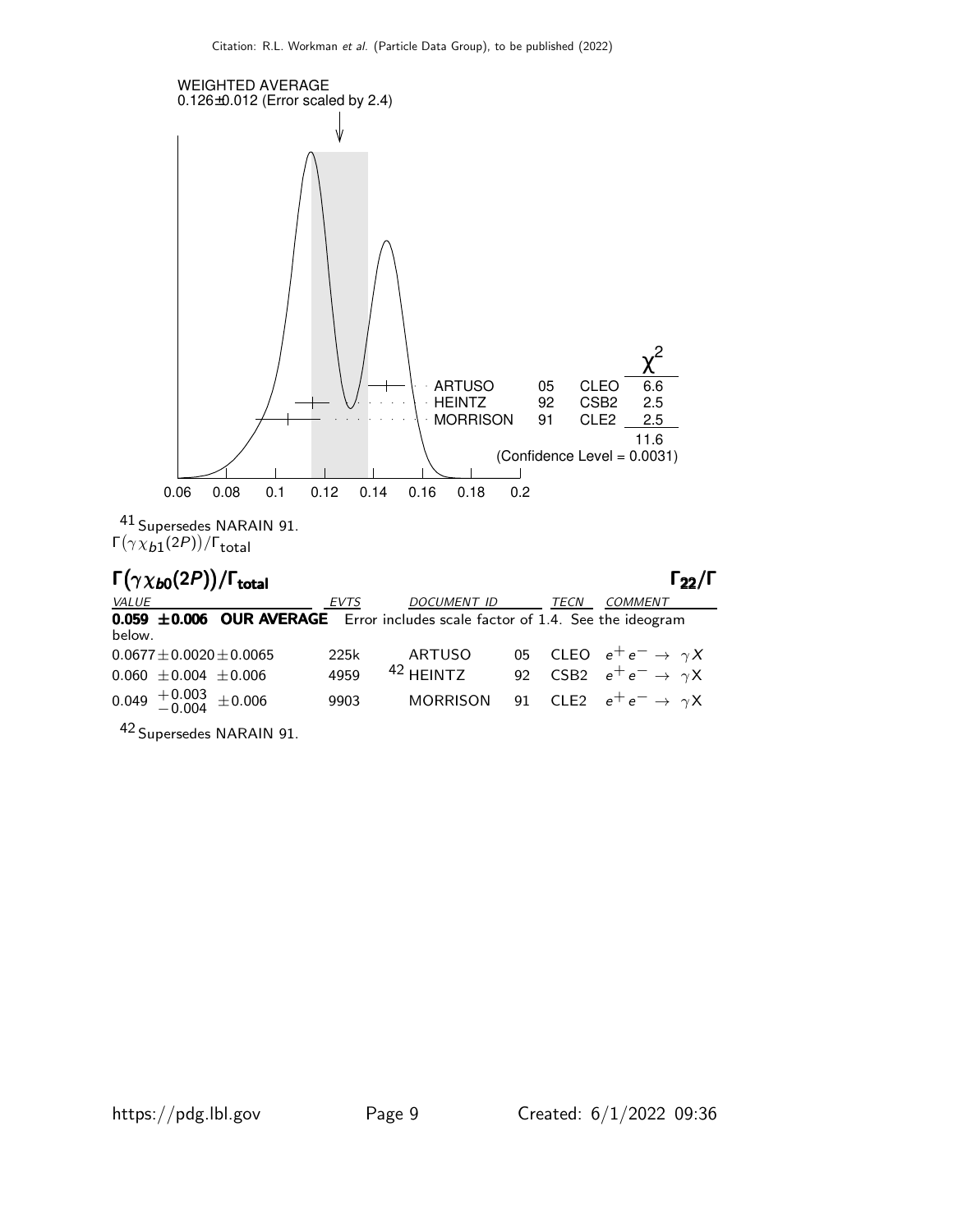WEIGHTED AVERAGE
0.126±0.012 (Error scaled by 2.4)

| | | | $\chi^2$ |
|---|---|---|---|
| ARTUSO | 05 | CLEO | 6.6 |
| HEINTZ | 92 | CSB2 | 2.5 |
| MORRISON | 91 | CLE2 | 2.5 |
| | | | 11.6 |

(Confidence Level = 0.0031)

0.06 0.08 0.1 0.12 0.14 0.16 0.18 0.2

[41] Supersedes NARAIN 91.

$\Gamma(\gamma\chi_{b1}(2P))/\Gamma_{\text{total}}$

## $\Gamma(\gamma\chi_{b0}(2P))/\Gamma_{\text{total}}$ $\Gamma_{22}/\Gamma$

| VALUE | EVTS | DOCUMENT ID | | TECN | COMMENT |
|---|---|---|---|---|---|
| **0.059 ±0.006 OUR AVERAGE** Error includes scale factor of 1.4. See the ideogram below. | | | | | |
| $0.0677 \pm 0.0020 \pm 0.0065$ | 225k | ARTUSO | 05 | CLEO | $e^+e^- \rightarrow \gamma X$ |
| $0.060 \pm 0.004 \pm 0.006$ | 4959 | [42] HEINTZ | 92 | CSB2 | $e^+e^- \rightarrow \gamma X$ |
| $0.049\ ^{+0.003}_{-0.004} \pm 0.006$ | 9903 | MORRISON | 91 | CLE2 | $e^+e^- \rightarrow \gamma X$ |

[42] Supersedes NARAIN 91.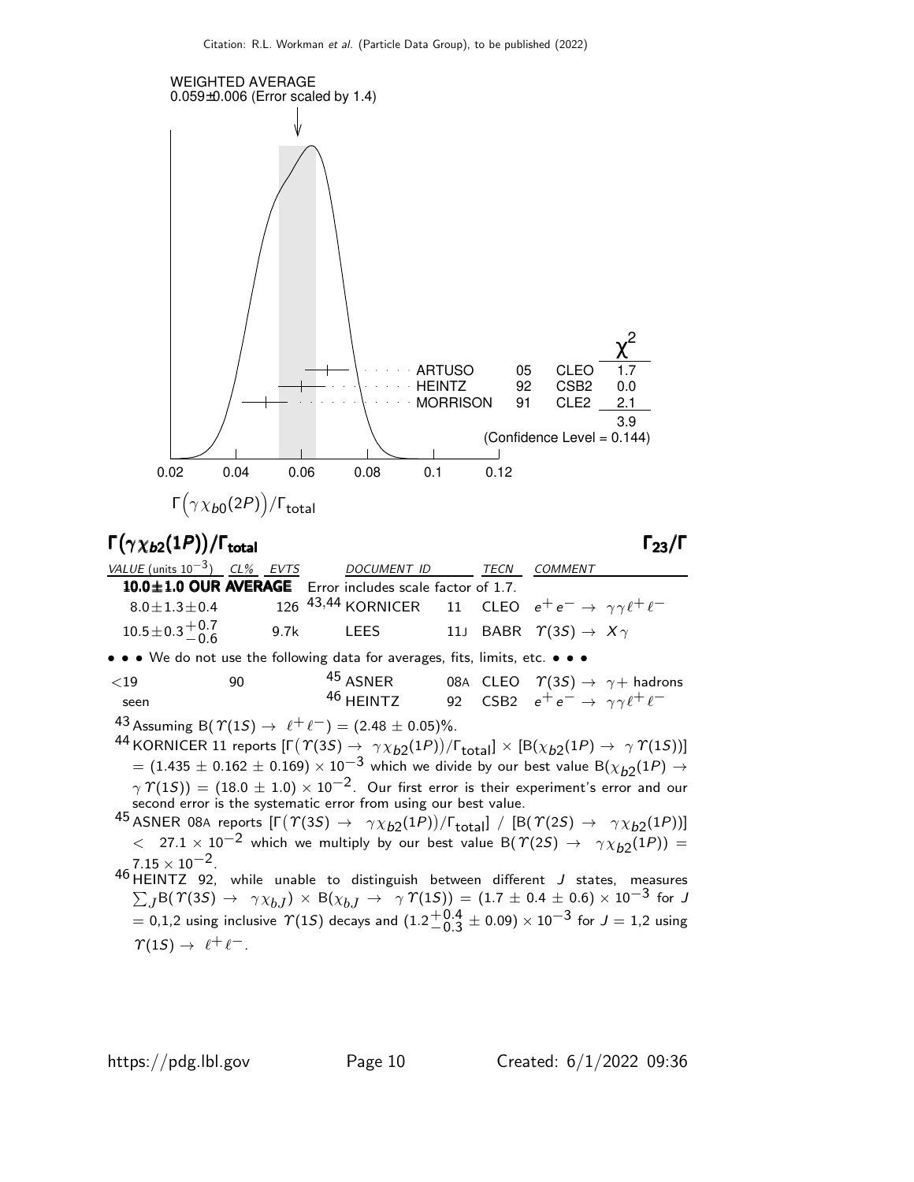WEIGHTED AVERAGE
0.059±0.006 (Error scaled by 1.4)

| | | | $\chi^2$ |
|---|---|---|---|
| ARTUSO | 05 | CLEO | 1.7 |
| HEINTZ | 92 | CSB2 | 0.0 |
| MORRISON | 91 | CLE2 | 2.1 |
| | | | 3.9 |

(Confidence Level = 0.144)

$\Gamma\big(\gamma\chi_{b0}(2P)\big)/\Gamma_{\text{total}}$

## $\Gamma(\gamma\chi_{b2}(1P))/\Gamma_{\text{total}}$ $\qquad\Gamma_{23}/\Gamma$

| VALUE (units $10^{-3}$) | CL% | EVTS | DOCUMENT ID | | TECN | COMMENT |
|---|---|---|---|---|---|---|
| **10.0±1.0 OUR AVERAGE** | | | Error includes scale factor of 1.7. | | | |
| $8.0\pm1.3\pm0.4$ | | 126 | [43,44] KORNICER | 11 | CLEO | $e^+e^- \rightarrow \gamma\gamma\ell^+\ell^-$ |
| $10.5\pm0.3^{+0.7}_{-0.6}$ | | 9.7k | LEES | 11J | BABR | $\Upsilon(3S) \rightarrow X\gamma$ |
| • • • We do not use the following data for averages, fits, limits, etc. • • • | | | | | | |
| $<19$ | 90 | | [45] ASNER | 08A | CLEO | $\Upsilon(3S) \rightarrow \gamma +$ hadrons |
| seen | | | [46] HEINTZ | 92 | CSB2 | $e^+e^- \rightarrow \gamma\gamma\ell^+\ell^-$ |

[43] Assuming $B(\Upsilon(1S) \rightarrow \ell^+\ell^-) = (2.48 \pm 0.05)\%$.

[44] KORNICER 11 reports $[\Gamma(\Upsilon(3S) \rightarrow \gamma\chi_{b2}(1P))/\Gamma_{\text{total}}] \times [B(\chi_{b2}(1P) \rightarrow \gamma\Upsilon(1S))] = (1.435 \pm 0.162 \pm 0.169) \times 10^{-3}$ which we divide by our best value $B(\chi_{b2}(1P) \rightarrow \gamma\Upsilon(1S)) = (18.0 \pm 1.0) \times 10^{-2}$. Our first error is their experiment's error and our second error is the systematic error from using our best value.

[45] ASNER 08A reports $[\Gamma(\Upsilon(3S) \rightarrow \gamma\chi_{b2}(1P))/\Gamma_{\text{total}}] \,/\, [B(\Upsilon(2S) \rightarrow \gamma\chi_{b2}(1P))] < 27.1 \times 10^{-2}$ which we multiply by our best value $B(\Upsilon(2S) \rightarrow \gamma\chi_{b2}(1P)) = 7.15 \times 10^{-2}$.

[46] HEINTZ 92, while unable to distinguish between different $J$ states, measures $\sum_J B(\Upsilon(3S) \rightarrow \gamma\chi_{b,J}) \times B(\chi_{b,J} \rightarrow \gamma\Upsilon(1S)) = (1.7 \pm 0.4 \pm 0.6) \times 10^{-3}$ for $J = 0,1,2$ using inclusive $\Upsilon(1S)$ decays and $(1.2^{+0.4}_{-0.3} \pm 0.09) \times 10^{-3}$ for $J = 1,2$ using $\Upsilon(1S) \rightarrow \ell^+\ell^-$.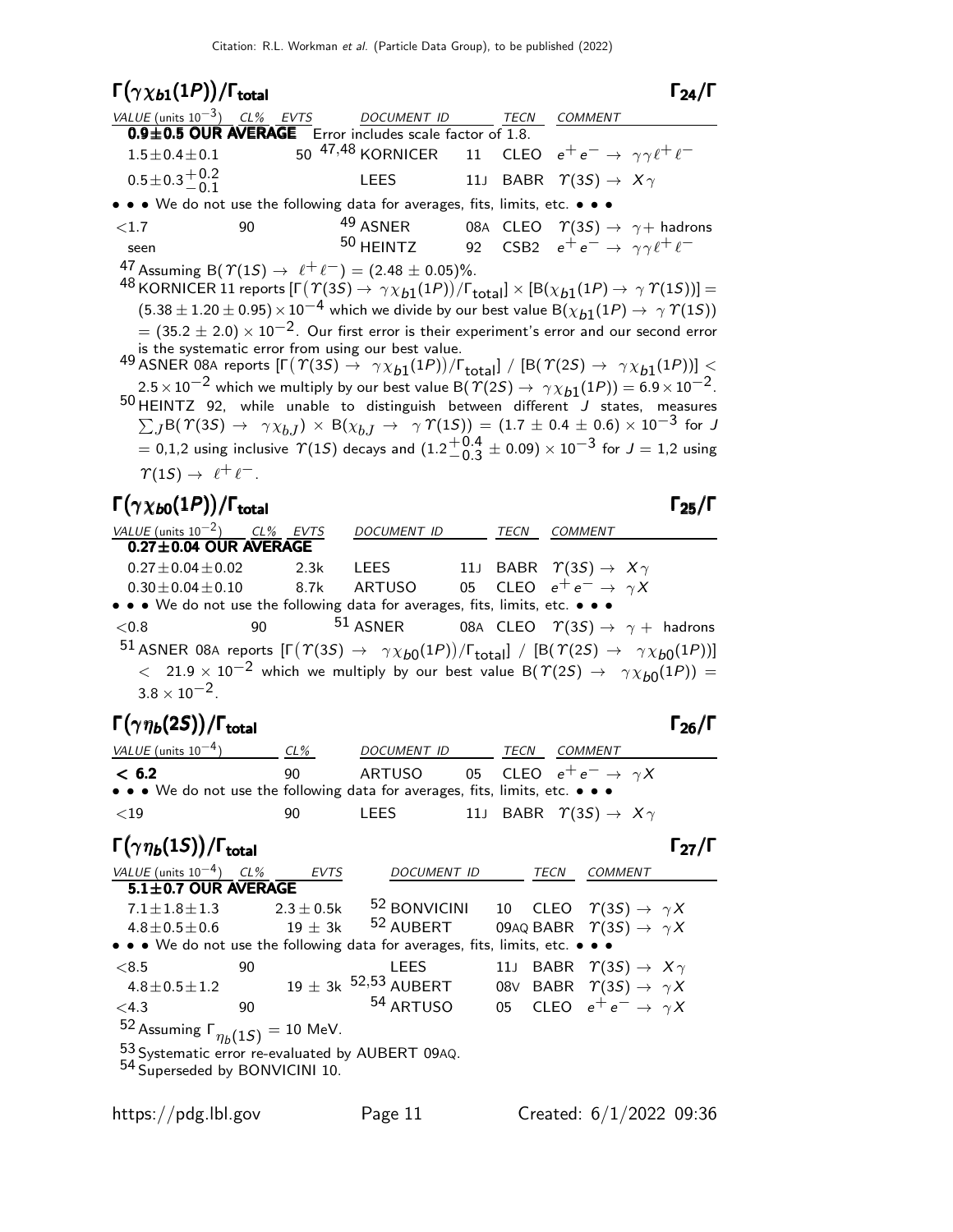## $\Gamma(\gamma\chi_{b1}(1P))/\Gamma_{\text{total}}$ $\Gamma_{24}/\Gamma$

| VALUE (units $10^{-3}$) | CL% | EVTS | DOCUMENT ID | | TECN | COMMENT |
|---|---|---|---|---|---|---|
| **0.9±0.5 OUR AVERAGE** | | | Error includes scale factor of 1.8. | | | |
| $1.5\pm0.4\pm0.1$ | | 50 | [47,48] KORNICER | 11 | CLEO | $e^+e^- \to \gamma\gamma\ell^+\ell^-$ |
| $0.5\pm0.3^{+0.2}_{-0.1}$ | | | LEES | 11J | BABR | $\Upsilon(3S) \to X\gamma$ |
| • • • We do not use the following data for averages, fits, limits, etc. • • • | | | | | | |
| $<1.7$ | 90 | | [49] ASNER | 08A | CLEO | $\Upsilon(3S) \to \gamma +$ hadrons |
| seen | | | [50] HEINTZ | 92 | CSB2 | $e^+e^- \to \gamma\gamma\ell^+\ell^-$ |

[47] Assuming $B(\Upsilon(1S) \to \ell^+\ell^-) = (2.48 \pm 0.05)\%$.

[48] KORNICER 11 reports $[\Gamma(\Upsilon(3S) \to \gamma\chi_{b1}(1P))/\Gamma_{\text{total}}] \times [B(\chi_{b1}(1P) \to \gamma\Upsilon(1S))] = (5.38 \pm 1.20 \pm 0.95) \times 10^{-4}$ which we divide by our best value $B(\chi_{b1}(1P) \to \gamma\Upsilon(1S)) = (35.2 \pm 2.0) \times 10^{-2}$. Our first error is their experiment's error and our second error is the systematic error from using our best value.

[49] ASNER 08A reports $[\Gamma(\Upsilon(3S) \to \gamma\chi_{b1}(1P))/\Gamma_{\text{total}}] / [B(\Upsilon(2S) \to \gamma\chi_{b1}(1P))] < 2.5 \times 10^{-2}$ which we multiply by our best value $B(\Upsilon(2S) \to \gamma\chi_{b1}(1P)) = 6.9 \times 10^{-2}$.

[50] HEINTZ 92, while unable to distinguish between different $J$ states, measures $\sum_J B(\Upsilon(3S) \to \gamma\chi_{bJ}) \times B(\chi_{bJ} \to \gamma\Upsilon(1S)) = (1.7 \pm 0.4 \pm 0.6) \times 10^{-3}$ for $J = 0,1,2$ using inclusive $\Upsilon(1S)$ decays and $(1.2^{+0.4}_{-0.3} \pm 0.09) \times 10^{-3}$ for $J = 1,2$ using $\Upsilon(1S) \to \ell^+\ell^-$.

## $\Gamma(\gamma\chi_{b0}(1P))/\Gamma_{\text{total}}$ $\Gamma_{25}/\Gamma$

| VALUE (units $10^{-2}$) | CL% | EVTS | DOCUMENT ID | | TECN | COMMENT |
|---|---|---|---|---|---|---|
| **0.27±0.04 OUR AVERAGE** | | | | | | |
| $0.27\pm0.04\pm0.02$ | | 2.3k | LEES | 11J | BABR | $\Upsilon(3S) \to X\gamma$ |
| $0.30\pm0.04\pm0.10$ | | 8.7k | ARTUSO | 05 | CLEO | $e^+e^- \to \gamma X$ |
| • • • We do not use the following data for averages, fits, limits, etc. • • • | | | | | | |
| $<0.8$ | 90 | | [51] ASNER | 08A | CLEO | $\Upsilon(3S) \to \gamma +$ hadrons |

[51] ASNER 08A reports $[\Gamma(\Upsilon(3S) \to \gamma\chi_{b0}(1P))/\Gamma_{\text{total}}] / [B(\Upsilon(2S) \to \gamma\chi_{b0}(1P))] < 21.9 \times 10^{-2}$ which we multiply by our best value $B(\Upsilon(2S) \to \gamma\chi_{b0}(1P)) = 3.8 \times 10^{-2}$.

## $\Gamma(\gamma\eta_b(2S))/\Gamma_{\text{total}}$ $\Gamma_{26}/\Gamma$

| VALUE (units $10^{-4}$) | CL% | DOCUMENT ID | | TECN | COMMENT |
|---|---|---|---|---|---|
| **< 6.2** | 90 | ARTUSO | 05 | CLEO | $e^+e^- \to \gamma X$ |
| • • • We do not use the following data for averages, fits, limits, etc. • • • | | | | | |
| $<19$ | 90 | LEES | 11J | BABR | $\Upsilon(3S) \to X\gamma$ |

## $\Gamma(\gamma\eta_b(1S))/\Gamma_{\text{total}}$ $\Gamma_{27}/\Gamma$

| VALUE (units $10^{-4}$) | CL% | EVTS | DOCUMENT ID | | TECN | COMMENT |
|---|---|---|---|---|---|---|
| **5.1±0.7 OUR AVERAGE** | | | | | | |
| $7.1\pm1.8\pm1.3$ | | $2.3\pm0.5$k | [52] BONVICINI | 10 | CLEO | $\Upsilon(3S) \to \gamma X$ |
| $4.8\pm0.5\pm0.6$ | | $19\pm3$k | [52] AUBERT | 09AQ | BABR | $\Upsilon(3S) \to \gamma X$ |
| • • • We do not use the following data for averages, fits, limits, etc. • • • | | | | | | |
| $<8.5$ | 90 | | LEES | 11J | BABR | $\Upsilon(3S) \to X\gamma$ |
| $4.8\pm0.5\pm1.2$ | | $19\pm3$k | [52,53] AUBERT | 08V | BABR | $\Upsilon(3S) \to \gamma X$ |
| $<4.3$ | 90 | | [54] ARTUSO | 05 | CLEO | $e^+e^- \to \gamma X$ |

[52] Assuming $\Gamma_{\eta_b(1S)} = 10$ MeV.

[53] Systematic error re-evaluated by AUBERT 09AQ.

[54] Superseded by BONVICINI 10.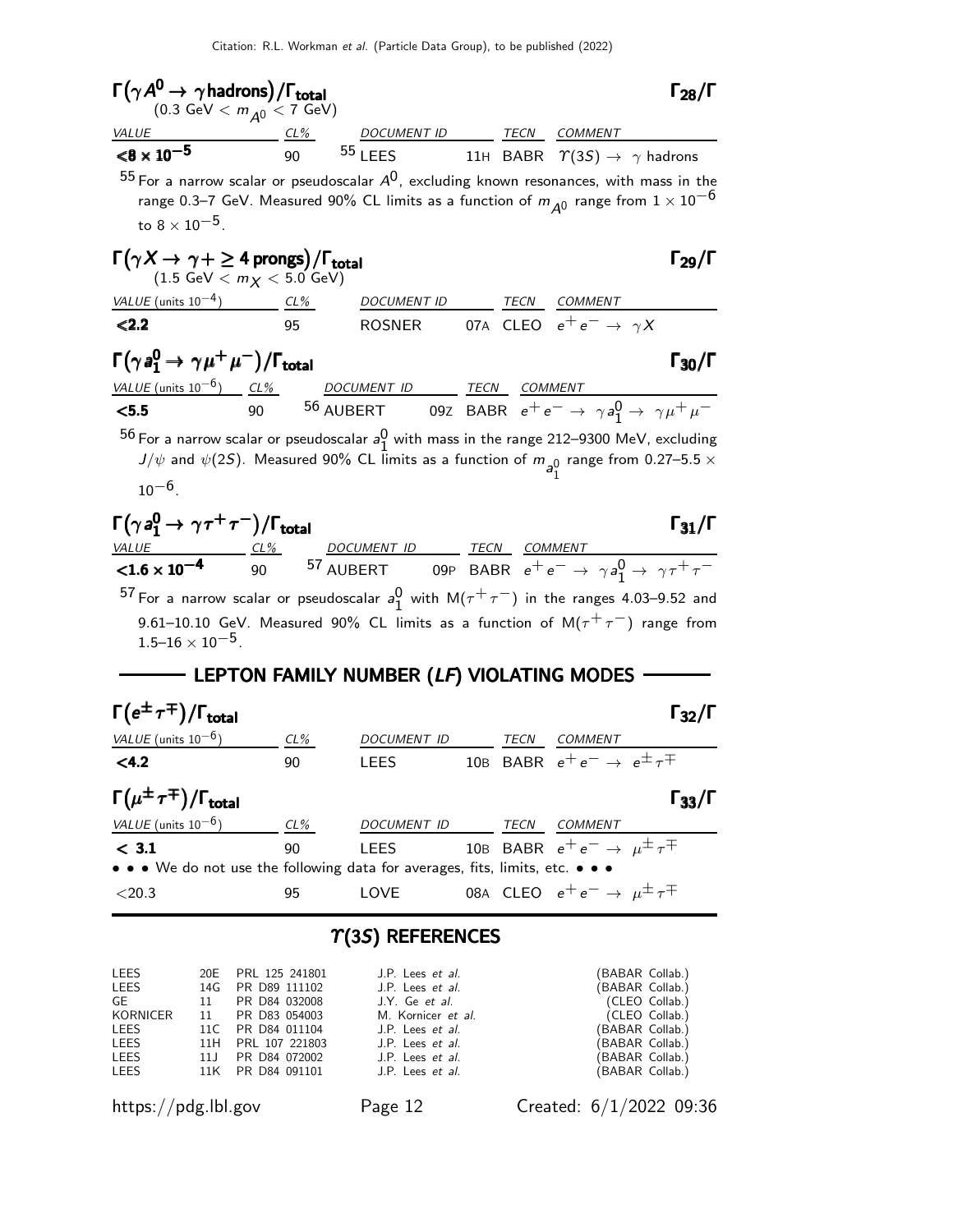### $\Gamma(\gamma A^0 \to \gamma \text{hadrons})/\Gamma_{\text{total}}$ $\Gamma_{28}/\Gamma$

(0.3 GeV $< m_{A^0} <$ 7 GeV)

| VALUE | CL% | DOCUMENT ID | TECN | COMMENT |
|---|---|---|---|---|
| $<8 \times 10^{-5}$ | 90 | [55] LEES 11H | BABR | $\Upsilon(3S) \to \gamma$ hadrons |

[55] For a narrow scalar or pseudoscalar $A^0$, excluding known resonances, with mass in the range 0.3–7 GeV. Measured 90% CL limits as a function of $m_{A^0}$ range from $1 \times 10^{-6}$ to $8 \times 10^{-5}$.

### $\Gamma(\gamma X \to \gamma + \geq 4 \text{ prongs})/\Gamma_{\text{total}}$ $\Gamma_{29}/\Gamma$

(1.5 GeV $< m_X <$ 5.0 GeV)

| VALUE (units $10^{-4}$) | CL% | DOCUMENT ID | TECN | COMMENT |
|---|---|---|---|---|
| $<2.2$ | 95 | ROSNER 07A | CLEO | $e^+e^- \to \gamma X$ |

### $\Gamma(\gamma a_1^0 \to \gamma \mu^+\mu^-)/\Gamma_{\text{total}}$ $\Gamma_{30}/\Gamma$

| VALUE (units $10^{-6}$) | CL% | DOCUMENT ID | TECN | COMMENT |
|---|---|---|---|---|
| $<5.5$ | 90 | [56] AUBERT 09Z | BABR | $e^+e^- \to \gamma a_1^0 \to \gamma \mu^+\mu^-$ |

[56] For a narrow scalar or pseudoscalar $a_1^0$ with mass in the range 212–9300 MeV, excluding $J/\psi$ and $\psi(2S)$. Measured 90% CL limits as a function of $m_{a_1^0}$ range from 0.27–5.5 $\times 10^{-6}$.

### $\Gamma(\gamma a_1^0 \to \gamma \tau^+\tau^-)/\Gamma_{\text{total}}$ $\Gamma_{31}/\Gamma$

| VALUE | CL% | DOCUMENT ID | TECN | COMMENT |
|---|---|---|---|---|
| $<1.6 \times 10^{-4}$ | 90 | [57] AUBERT 09P | BABR | $e^+e^- \to \gamma a_1^0 \to \gamma \tau^+\tau^-$ |

[57] For a narrow scalar or pseudoscalar $a_1^0$ with $M(\tau^+\tau^-)$ in the ranges 4.03–9.52 and 9.61–10.10 GeV. Measured 90% CL limits as a function of $M(\tau^+\tau^-)$ range from $1.5$–$16 \times 10^{-5}$.

## LEPTON FAMILY NUMBER (*LF*) VIOLATING MODES

### $\Gamma(e^\pm \tau^\mp)/\Gamma_{\text{total}}$ $\Gamma_{32}/\Gamma$

| VALUE (units $10^{-6}$) | CL% | DOCUMENT ID | TECN | COMMENT |
|---|---|---|---|---|
| $<4.2$ | 90 | LEES 10B | BABR | $e^+e^- \to e^\pm \tau^\mp$ |

### $\Gamma(\mu^\pm \tau^\mp)/\Gamma_{\text{total}}$ $\Gamma_{33}/\Gamma$

| VALUE (units $10^{-6}$) | CL% | DOCUMENT ID | TECN | COMMENT |
|---|---|---|---|---|
| $< 3.1$ | 90 | LEES 10B | BABR | $e^+e^- \to \mu^\pm \tau^\mp$ |
| • • • We do not use the following data for averages, fits, limits, etc. • • • | | | | |
| $<20.3$ | 95 | LOVE 08A | CLEO | $e^+e^- \to \mu^\pm \tau^\mp$ |

## $\Upsilon(3S)$ REFERENCES

| | | | | |
|---|---|---|---|---|
| LEES | 20E | PRL 125 241801 | J.P. Lees *et al.* | (BABAR Collab.) |
| LEES | 14G | PR D89 111102 | J.P. Lees *et al.* | (BABAR Collab.) |
| GE | 11 | PR D84 032008 | J.Y. Ge *et al.* | (CLEO Collab.) |
| KORNICER | 11 | PR D83 054003 | M. Kornicer *et al.* | (CLEO Collab.) |
| LEES | 11C | PR D84 011104 | J.P. Lees *et al.* | (BABAR Collab.) |
| LEES | 11H | PRL 107 221803 | J.P. Lees *et al.* | (BABAR Collab.) |
| LEES | 11J | PR D84 072002 | J.P. Lees *et al.* | (BABAR Collab.) |
| LEES | 11K | PR D84 091101 | J.P. Lees *et al.* | (BABAR Collab.) |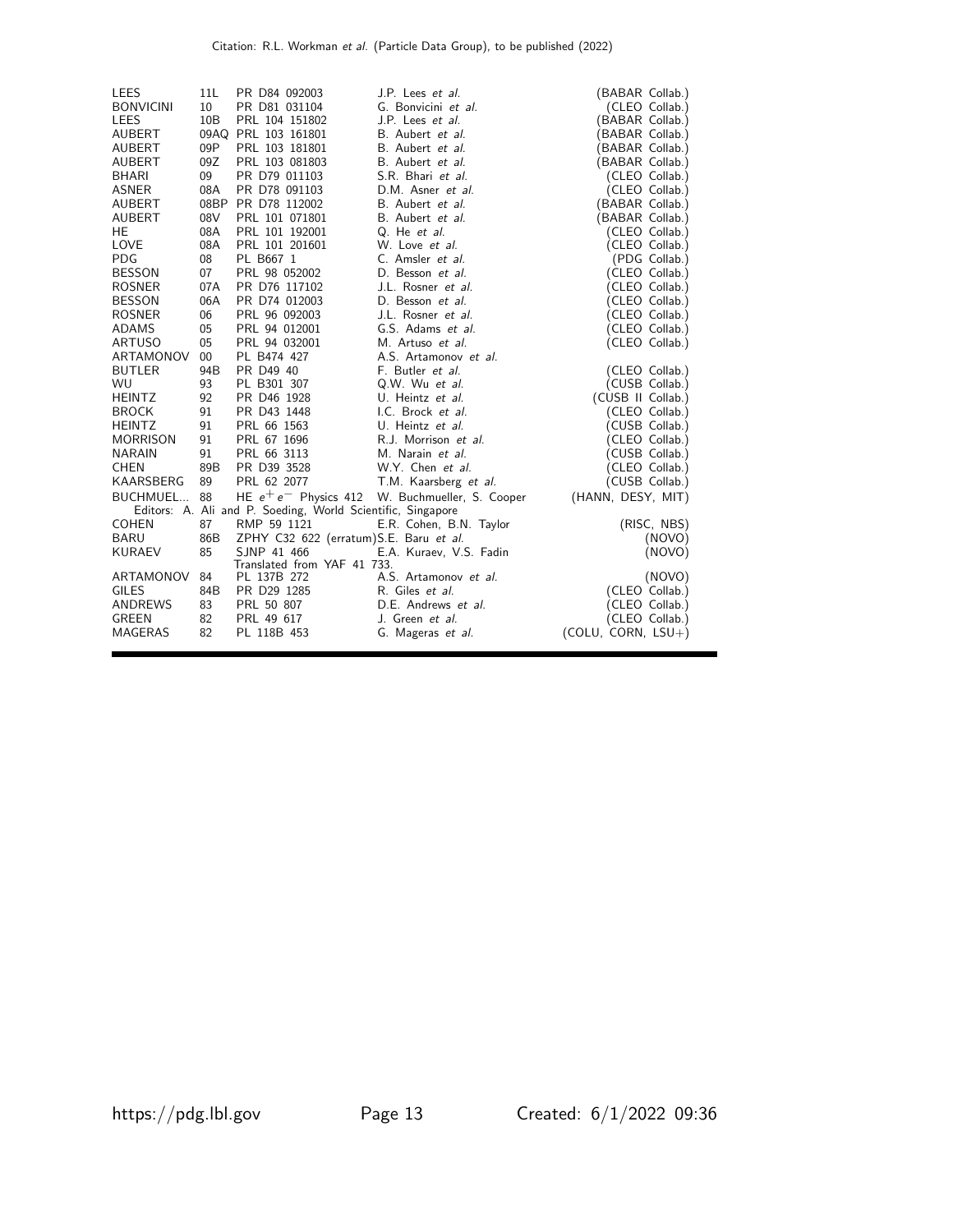| | | | | |
|---|---|---|---|---|
| LEES | 11L | PR D84 092003 | J.P. Lees *et al.* | (BABAR Collab.) |
| BONVICINI | 10 | PR D81 031104 | G. Bonvicini *et al.* | (CLEO Collab.) |
| LEES | 10B | PRL 104 151802 | J.P. Lees *et al.* | (BABAR Collab.) |
| AUBERT | 09AQ | PRL 103 161801 | B. Aubert *et al.* | (BABAR Collab.) |
| AUBERT | 09P | PRL 103 181801 | B. Aubert *et al.* | (BABAR Collab.) |
| AUBERT | 09Z | PRL 103 081803 | B. Aubert *et al.* | (BABAR Collab.) |
| BHARI | 09 | PR D79 011103 | S.R. Bhari *et al.* | (CLEO Collab.) |
| ASNER | 08A | PR D78 091103 | D.M. Asner *et al.* | (CLEO Collab.) |
| AUBERT | 08BP | PR D78 112002 | B. Aubert *et al.* | (BABAR Collab.) |
| AUBERT | 08V | PRL 101 071801 | B. Aubert *et al.* | (BABAR Collab.) |
| HE | 08A | PRL 101 192001 | Q. He *et al.* | (CLEO Collab.) |
| LOVE | 08A | PRL 101 201601 | W. Love *et al.* | (CLEO Collab.) |
| PDG | 08 | PL B667 1 | C. Amsler *et al.* | (PDG Collab.) |
| BESSON | 07 | PRL 98 052002 | D. Besson *et al.* | (CLEO Collab.) |
| ROSNER | 07A | PR D76 117102 | J.L. Rosner *et al.* | (CLEO Collab.) |
| BESSON | 06A | PR D74 012003 | D. Besson *et al.* | (CLEO Collab.) |
| ROSNER | 06 | PRL 96 092003 | J.L. Rosner *et al.* | (CLEO Collab.) |
| ADAMS | 05 | PRL 94 012001 | G.S. Adams *et al.* | (CLEO Collab.) |
| ARTUSO | 05 | PRL 94 032001 | M. Artuso *et al.* | (CLEO Collab.) |
| ARTAMONOV | 00 | PL B474 427 | A.S. Artamonov *et al.* | |
| BUTLER | 94B | PR D49 40 | F. Butler *et al.* | (CLEO Collab.) |
| WU | 93 | PL B301 307 | Q.W. Wu *et al.* | (CUSB Collab.) |
| HEINTZ | 92 | PR D46 1928 | U. Heintz *et al.* | (CUSB II Collab.) |
| BROCK | 91 | PR D43 1448 | I.C. Brock *et al.* | (CLEO Collab.) |
| HEINTZ | 91 | PRL 66 1563 | U. Heintz *et al.* | (CUSB Collab.) |
| MORRISON | 91 | PRL 67 1696 | R.J. Morrison *et al.* | (CLEO Collab.) |
| NARAIN | 91 | PRL 66 3113 | M. Narain *et al.* | (CUSB Collab.) |
| CHEN | 89B | PR D39 3528 | W.Y. Chen *et al.* | (CLEO Collab.) |
| KAARSBERG | 89 | PRL 62 2077 | T.M. Kaarsberg *et al.* | (CUSB Collab.) |
| BUCHMUEL... | 88 | HE $e^+e^-$ Physics 412 | W. Buchmueller, S. Cooper | (HANN, DESY, MIT) |
| | | Editors: A. Ali and P. Soeding, World Scientific, Singapore | | |
| COHEN | 87 | RMP 59 1121 | E.R. Cohen, B.N. Taylor | (RISC, NBS) |
| BARU | 86B | ZPHY C32 622 (erratum) | S.E. Baru *et al.* | (NOVO) |
| KURAEV | 85 | SJNP 41 466 | E.A. Kuraev, V.S. Fadin | (NOVO) |
| | | Translated from YAF 41 733. | | |
| ARTAMONOV | 84 | PL 137B 272 | A.S. Artamonov *et al.* | (NOVO) |
| GILES | 84B | PR D29 1285 | R. Giles *et al.* | (CLEO Collab.) |
| ANDREWS | 83 | PRL 50 807 | D.E. Andrews *et al.* | (CLEO Collab.) |
| GREEN | 82 | PRL 49 617 | J. Green *et al.* | (CLEO Collab.) |
| MAGERAS | 82 | PL 118B 453 | G. Mageras *et al.* | (COLU, CORN, LSU+) |